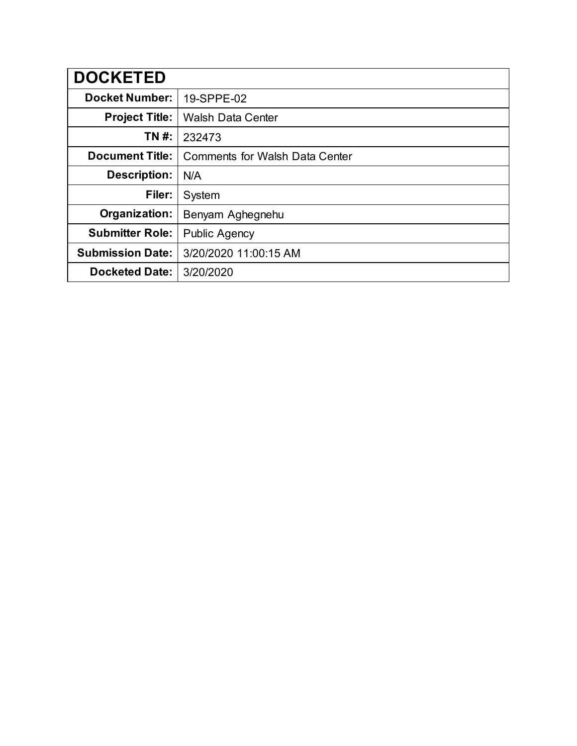| DOCKETED | |
|---|---|
| **Docket Number:** | 19-SPPE-02 |
| **Project Title:** | Walsh Data Center |
| **TN #:** | 232473 |
| **Document Title:** | Comments for Walsh Data Center |
| **Description:** | N/A |
| **Filer:** | System |
| **Organization:** | Benyam Aghegnehu |
| **Submitter Role:** | Public Agency |
| **Submission Date:** | 3/20/2020 11:00:15 AM |
| **Docketed Date:** | 3/20/2020 |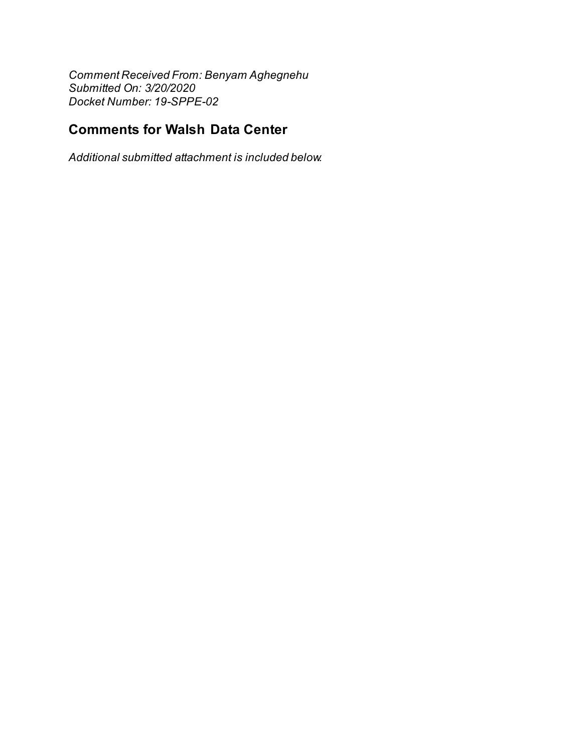*Comment Received From: Benyam Aghegnehu*
*Submitted On: 3/20/2020*
*Docket Number: 19-SPPE-02*

## Comments for Walsh Data Center

*Additional submitted attachment is included below.*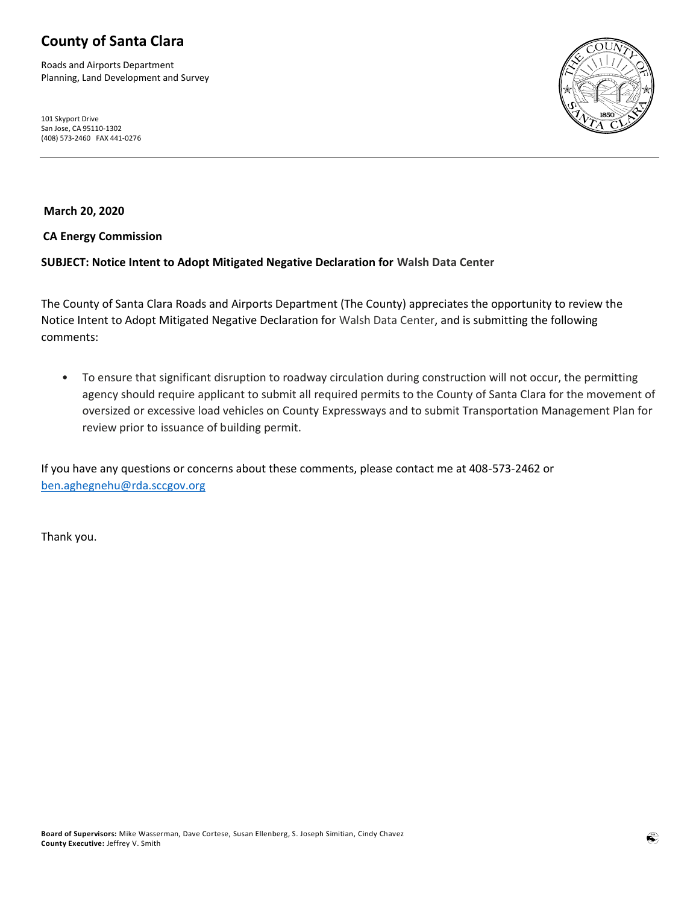# County of Santa Clara

Roads and Airports Department
Planning, Land Development and Survey

101 Skyport Drive
San Jose, CA 95110-1302
(408) 573-2460 FAX 441-0276

---

**March 20, 2020**

**CA Energy Commission**

**SUBJECT: Notice Intent to Adopt Mitigated Negative Declaration for Walsh Data Center**

The County of Santa Clara Roads and Airports Department (The County) appreciates the opportunity to review the Notice Intent to Adopt Mitigated Negative Declaration for Walsh Data Center, and is submitting the following comments:

- To ensure that significant disruption to roadway circulation during construction will not occur, the permitting agency should require applicant to submit all required permits to the County of Santa Clara for the movement of oversized or excessive load vehicles on County Expressways and to submit Transportation Management Plan for review prior to issuance of building permit.

If you have any questions or concerns about these comments, please contact me at 408-573-2462 or ben.aghegnehu@rda.sccgov.org

Thank you.

**Board of Supervisors:** Mike Wasserman, Dave Cortese, Susan Ellenberg, S. Joseph Simitian, Cindy Chavez
**County Executive:** Jeffrey V. Smith